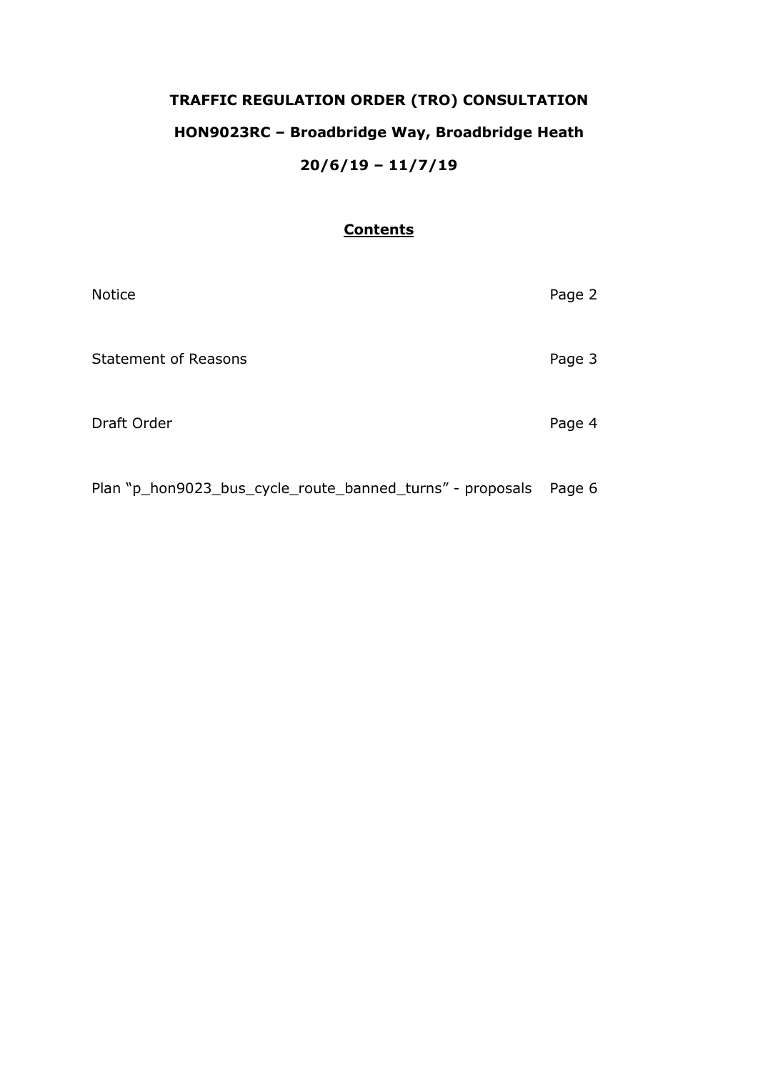**TRAFFIC REGULATION ORDER (TRO) CONSULTATION**

**HON9023RC – Broadbridge Way, Broadbridge Heath**

**20/6/19 – 11/7/19**

## Contents

| | |
|---|---|
| Notice | Page 2 |
| Statement of Reasons | Page 3 |
| Draft Order | Page 4 |
| Plan "p_hon9023_bus_cycle_route_banned_turns" - proposals | Page 6 |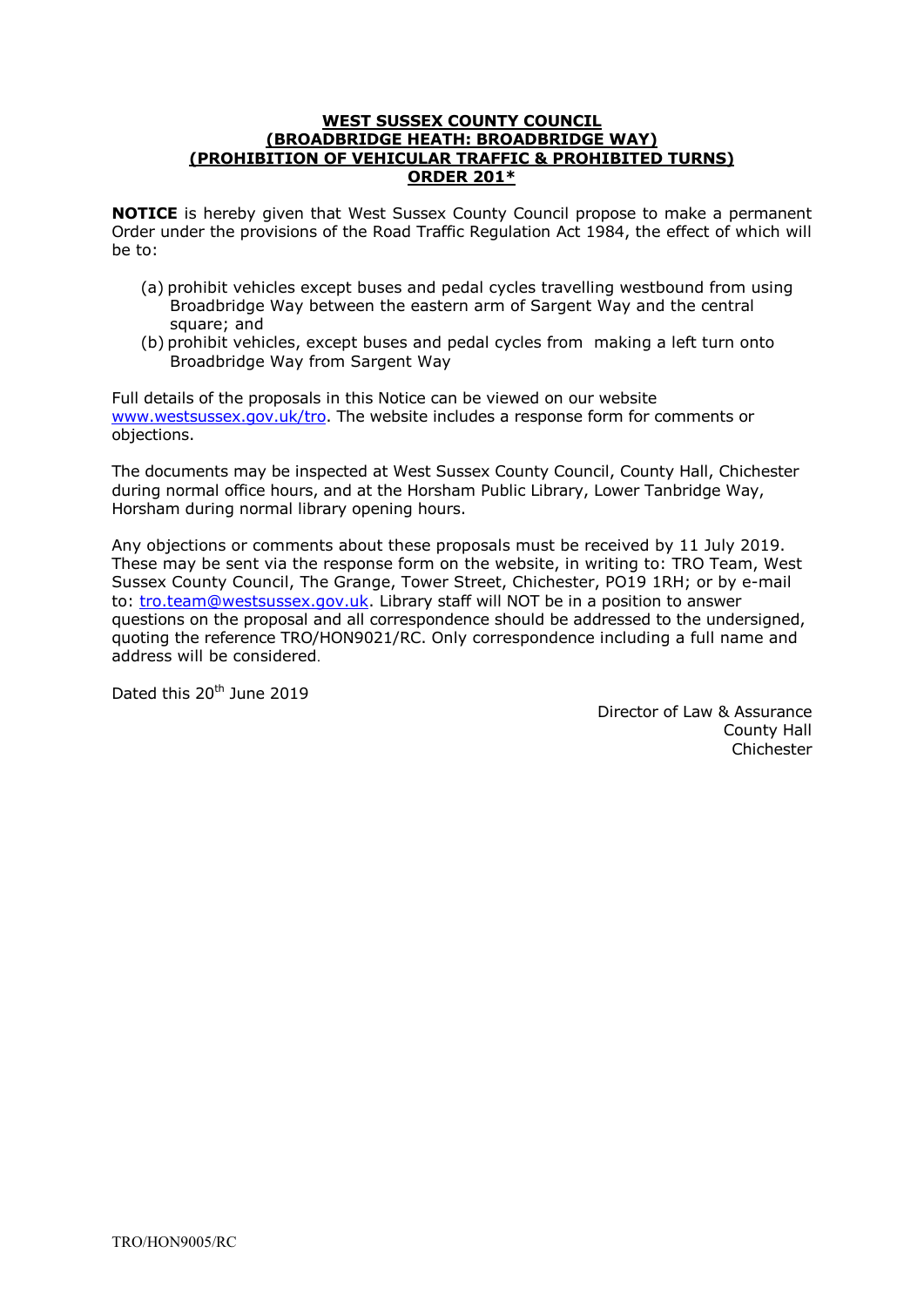**WEST SUSSEX COUNTY COUNCIL**
**(BROADBRIDGE HEATH: BROADBRIDGE WAY)**
**(PROHIBITION OF VEHICULAR TRAFFIC & PROHIBITED TURNS)**
**ORDER 201***

**NOTICE** is hereby given that West Sussex County Council propose to make a permanent Order under the provisions of the Road Traffic Regulation Act 1984, the effect of which will be to:

(a) prohibit vehicles except buses and pedal cycles travelling westbound from using Broadbridge Way between the eastern arm of Sargent Way and the central square; and

(b) prohibit vehicles, except buses and pedal cycles from making a left turn onto Broadbridge Way from Sargent Way

Full details of the proposals in this Notice can be viewed on our website www.westsussex.gov.uk/tro. The website includes a response form for comments or objections.

The documents may be inspected at West Sussex County Council, County Hall, Chichester during normal office hours, and at the Horsham Public Library, Lower Tanbridge Way, Horsham during normal library opening hours.

Any objections or comments about these proposals must be received by 11 July 2019. These may be sent via the response form on the website, in writing to: TRO Team, West Sussex County Council, The Grange, Tower Street, Chichester, PO19 1RH; or by e-mail to: tro.team@westsussex.gov.uk. Library staff will NOT be in a position to answer questions on the proposal and all correspondence should be addressed to the undersigned, quoting the reference TRO/HON9021/RC. Only correspondence including a full name and address will be considered.

Dated this 20th June 2019

Director of Law & Assurance
County Hall
Chichester

TRO/HON9005/RC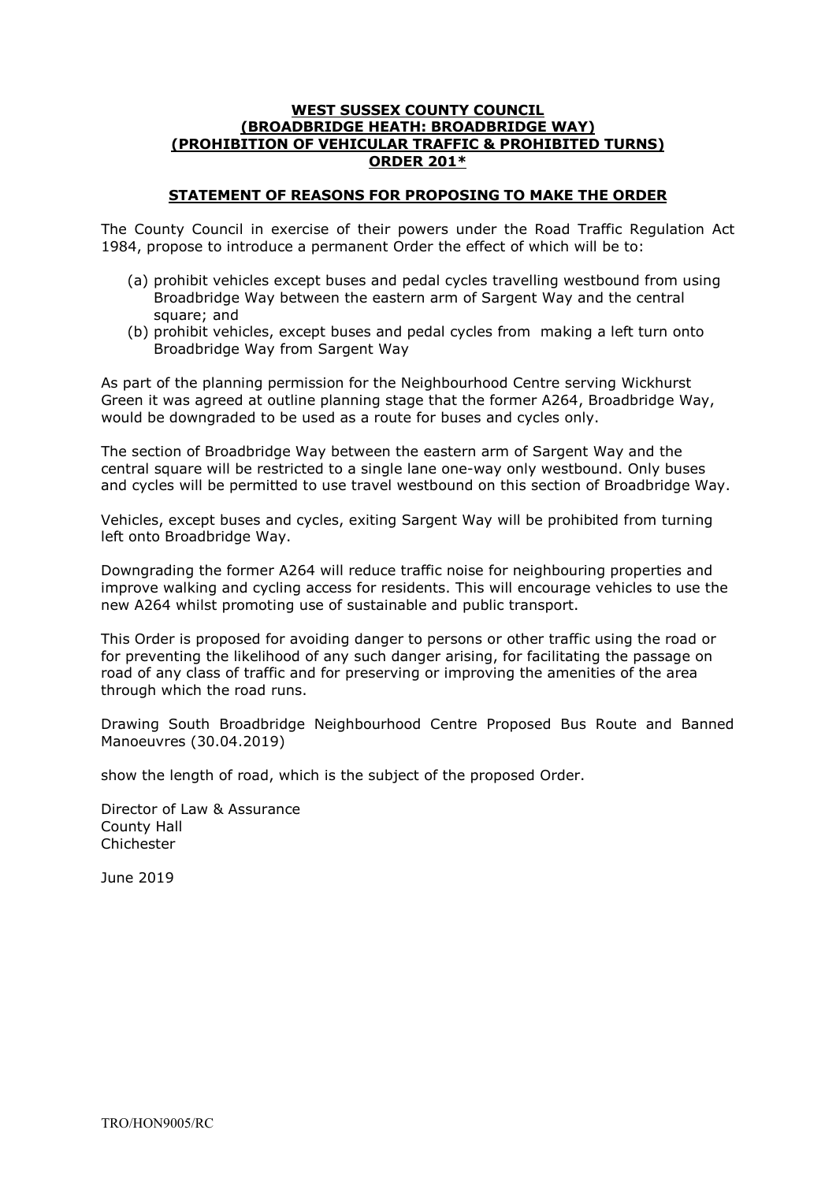# WEST SUSSEX COUNTY COUNCIL
# (BROADBRIDGE HEATH: BROADBRIDGE WAY)
# (PROHIBITION OF VEHICULAR TRAFFIC & PROHIBITED TURNS)
# ORDER 201*

## STATEMENT OF REASONS FOR PROPOSING TO MAKE THE ORDER

The County Council in exercise of their powers under the Road Traffic Regulation Act 1984, propose to introduce a permanent Order the effect of which will be to:

(a) prohibit vehicles except buses and pedal cycles travelling westbound from using Broadbridge Way between the eastern arm of Sargent Way and the central square; and

(b) prohibit vehicles, except buses and pedal cycles from making a left turn onto Broadbridge Way from Sargent Way

As part of the planning permission for the Neighbourhood Centre serving Wickhurst Green it was agreed at outline planning stage that the former A264, Broadbridge Way, would be downgraded to be used as a route for buses and cycles only.

The section of Broadbridge Way between the eastern arm of Sargent Way and the central square will be restricted to a single lane one-way only westbound. Only buses and cycles will be permitted to use travel westbound on this section of Broadbridge Way.

Vehicles, except buses and cycles, exiting Sargent Way will be prohibited from turning left onto Broadbridge Way.

Downgrading the former A264 will reduce traffic noise for neighbouring properties and improve walking and cycling access for residents. This will encourage vehicles to use the new A264 whilst promoting use of sustainable and public transport.

This Order is proposed for avoiding danger to persons or other traffic using the road or for preventing the likelihood of any such danger arising, for facilitating the passage on road of any class of traffic and for preserving or improving the amenities of the area through which the road runs.

Drawing South Broadbridge Neighbourhood Centre Proposed Bus Route and Banned Manoeuvres (30.04.2019)

show the length of road, which is the subject of the proposed Order.

Director of Law & Assurance
County Hall
Chichester

June 2019

TRO/HON9005/RC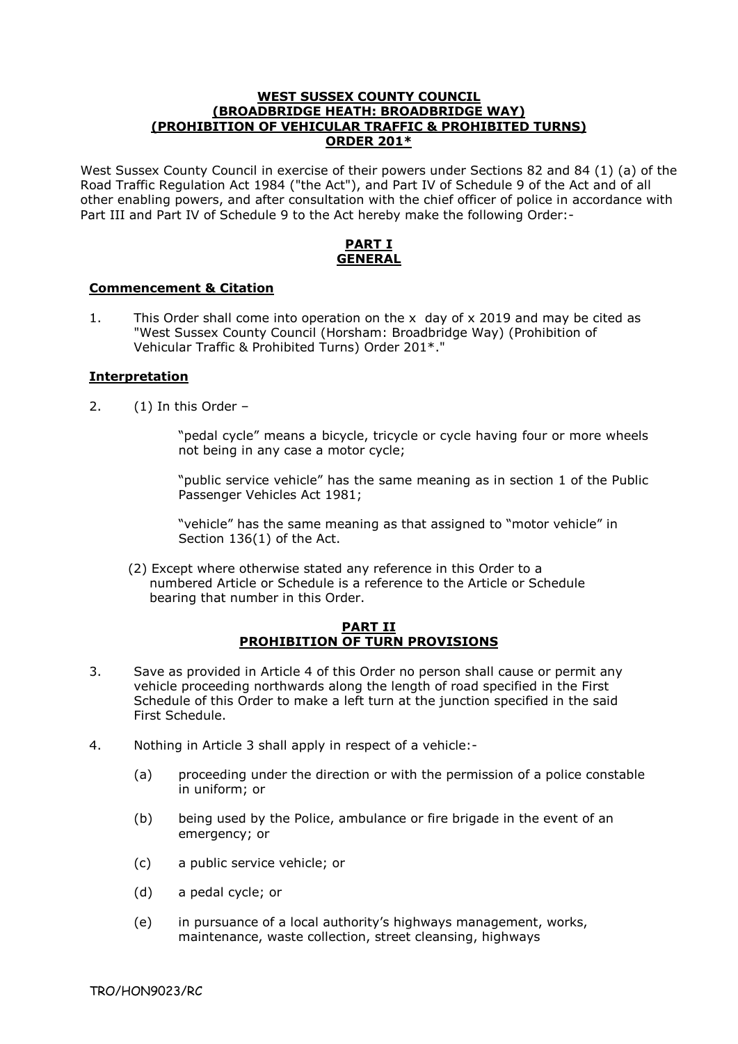**WEST SUSSEX COUNTY COUNCIL**
**(BROADBRIDGE HEATH: BROADBRIDGE WAY)**
**(PROHIBITION OF VEHICULAR TRAFFIC & PROHIBITED TURNS)**
**ORDER 201***

West Sussex County Council in exercise of their powers under Sections 82 and 84 (1) (a) of the Road Traffic Regulation Act 1984 ("the Act"), and Part IV of Schedule 9 of the Act and of all other enabling powers, and after consultation with the chief officer of police in accordance with Part III and Part IV of Schedule 9 to the Act hereby make the following Order:-

## PART I
## GENERAL

### Commencement & Citation

1. This Order shall come into operation on the x day of x 2019 and may be cited as "West Sussex County Council (Horsham: Broadbridge Way) (Prohibition of Vehicular Traffic & Prohibited Turns) Order 201*."

### Interpretation

2. (1) In this Order –

   "pedal cycle" means a bicycle, tricycle or cycle having four or more wheels not being in any case a motor cycle;

   "public service vehicle" has the same meaning as in section 1 of the Public Passenger Vehicles Act 1981;

   "vehicle" has the same meaning as that assigned to "motor vehicle" in Section 136(1) of the Act.

   (2) Except where otherwise stated any reference in this Order to a numbered Article or Schedule is a reference to the Article or Schedule bearing that number in this Order.

## PART II
## PROHIBITION OF TURN PROVISIONS

3. Save as provided in Article 4 of this Order no person shall cause or permit any vehicle proceeding northwards along the length of road specified in the First Schedule of this Order to make a left turn at the junction specified in the said First Schedule.

4. Nothing in Article 3 shall apply in respect of a vehicle:-

   (a) proceeding under the direction or with the permission of a police constable in uniform; or

   (b) being used by the Police, ambulance or fire brigade in the event of an emergency; or

   (c) a public service vehicle; or

   (d) a pedal cycle; or

   (e) in pursuance of a local authority's highways management, works, maintenance, waste collection, street cleansing, highways

TRO/HON9023/RC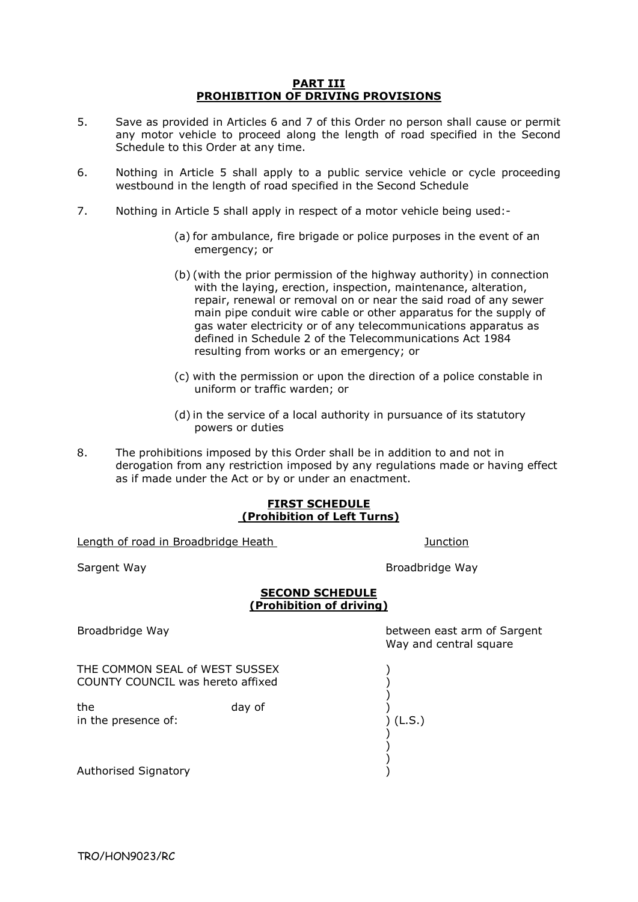## PART III
## PROHIBITION OF DRIVING PROVISIONS

5. Save as provided in Articles 6 and 7 of this Order no person shall cause or permit any motor vehicle to proceed along the length of road specified in the Second Schedule to this Order at any time.

6. Nothing in Article 5 shall apply to a public service vehicle or cycle proceeding westbound in the length of road specified in the Second Schedule

7. Nothing in Article 5 shall apply in respect of a motor vehicle being used:-

   (a) for ambulance, fire brigade or police purposes in the event of an emergency; or

   (b) (with the prior permission of the highway authority) in connection with the laying, erection, inspection, maintenance, alteration, repair, renewal or removal on or near the said road of any sewer main pipe conduit wire cable or other apparatus for the supply of gas water electricity or of any telecommunications apparatus as defined in Schedule 2 of the Telecommunications Act 1984 resulting from works or an emergency; or

   (c) with the permission or upon the direction of a police constable in uniform or traffic warden; or

   (d) in the service of a local authority in pursuance of its statutory powers or duties

8. The prohibitions imposed by this Order shall be in addition to and not in derogation from any restriction imposed by any regulations made or having effect as if made under the Act or by or under an enactment.

## FIRST SCHEDULE
## (Prohibition of Left Turns)

| Length of road in Broadbridge Heath | Junction |
|---|---|
| Sargent Way | Broadbridge Way |

## SECOND SCHEDULE
## (Prohibition of driving)

| | |
|---|---|
| Broadbridge Way | between east arm of Sargent Way and central square |

THE COMMON SEAL of WEST SUSSEX COUNTY COUNCIL was hereto affixed )

the day of )

in the presence of: ) (L.S.)

Authorised Signatory )

TRO/HON9023/RC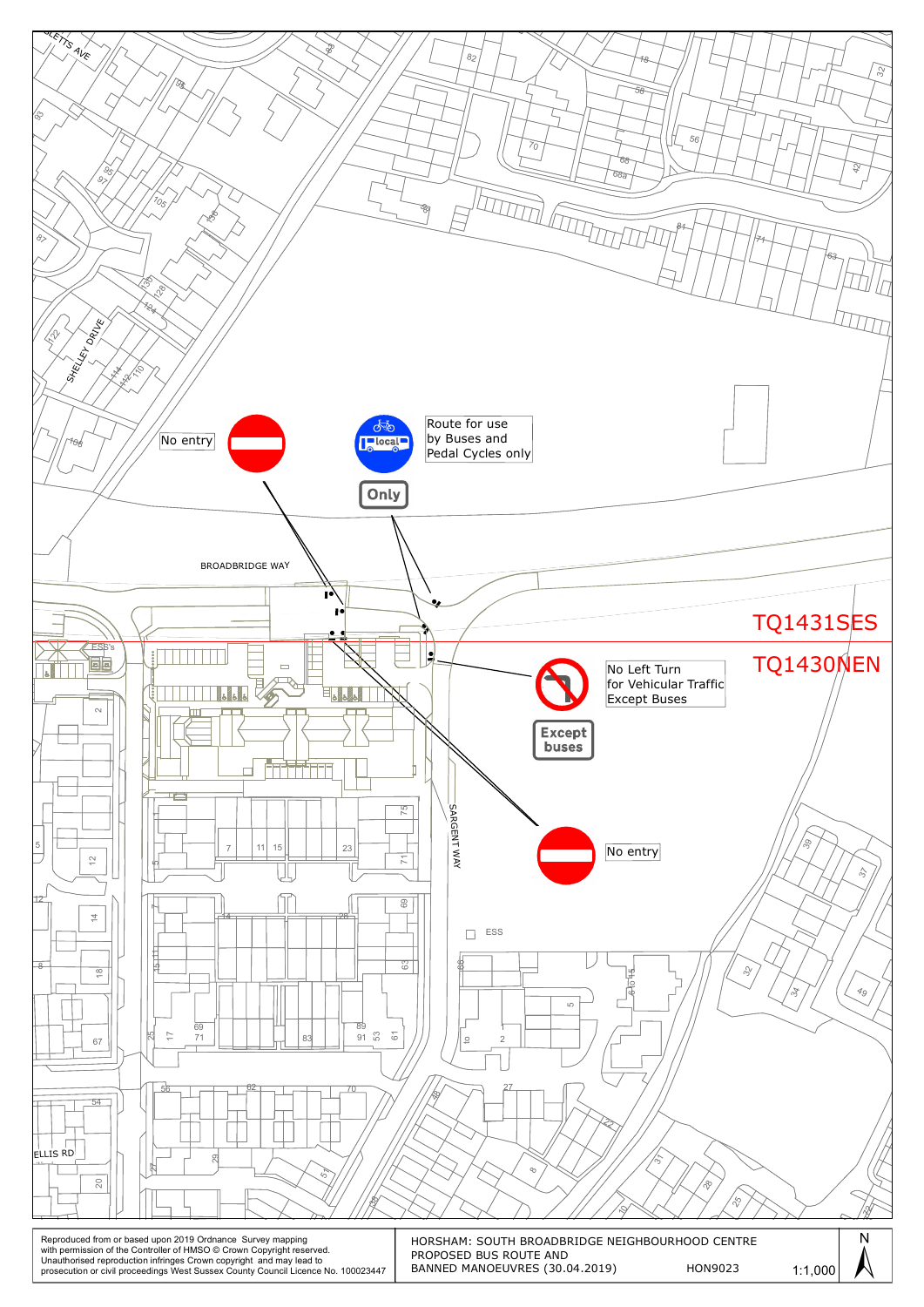No entry

Route for use by Buses and Pedal Cycles only

Only

BROADBRIDGE WAY

TQ1431SES

TQ1430NEN

No Left Turn for Vehicular Traffic Except Buses

Except buses

SARGENT WAY

No entry

SHELLEY DRIVE

ELLIS RD

Reproduced from or based upon 2019 Ordnance Survey mapping with permission of the Controller of HMSO © Crown Copyright reserved. Unauthorised reproduction infringes Crown copyright and may lead to prosecution or civil proceedings West Sussex County Council Licence No. 100023447

HORSHAM: SOUTH BROADBRIDGE NEIGHBOURHOOD CENTRE
PROPOSED BUS ROUTE AND
BANNED MANOEUVRES (30.04.2019)

HON9023

1:1,000

N